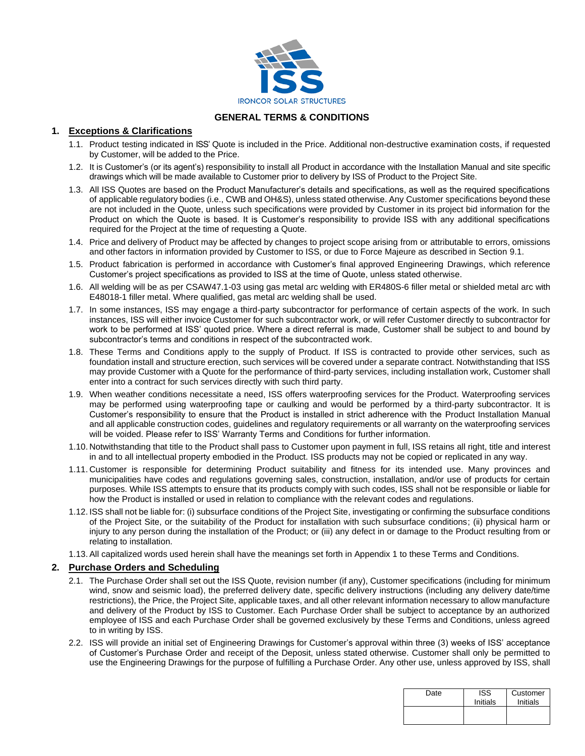ISS

IRONCOR SOLAR STRUCTURES

# GENERAL TERMS & CONDITIONS

## 1. Exceptions & Clarifications

1.1. Product testing indicated in ISS' Quote is included in the Price. Additional non-destructive examination costs, if requested by Customer, will be added to the Price.

1.2. It is Customer's (or its agent's) responsibility to install all Product in accordance with the Installation Manual and site specific drawings which will be made available to Customer prior to delivery by ISS of Product to the Project Site.

1.3. All ISS Quotes are based on the Product Manufacturer's details and specifications, as well as the required specifications of applicable regulatory bodies (i.e., CWB and OH&S), unless stated otherwise. Any Customer specifications beyond these are not included in the Quote, unless such specifications were provided by Customer in its project bid information for the Product on which the Quote is based. It is Customer's responsibility to provide ISS with any additional specifications required for the Project at the time of requesting a Quote.

1.4. Price and delivery of Product may be affected by changes to project scope arising from or attributable to errors, omissions and other factors in information provided by Customer to ISS, or due to Force Majeure as described in Section 9.1.

1.5. Product fabrication is performed in accordance with Customer's final approved Engineering Drawings, which reference Customer's project specifications as provided to ISS at the time of Quote, unless stated otherwise.

1.6. All welding will be as per CSAW47.1-03 using gas metal arc welding with ER480S-6 filler metal or shielded metal arc with E48018-1 filler metal. Where qualified, gas metal arc welding shall be used.

1.7. In some instances, ISS may engage a third-party subcontractor for performance of certain aspects of the work. In such instances, ISS will either invoice Customer for such subcontractor work, or will refer Customer directly to subcontractor for work to be performed at ISS' quoted price. Where a direct referral is made, Customer shall be subject to and bound by subcontractor's terms and conditions in respect of the subcontracted work.

1.8. These Terms and Conditions apply to the supply of Product. If ISS is contracted to provide other services, such as foundation install and structure erection, such services will be covered under a separate contract. Notwithstanding that ISS may provide Customer with a Quote for the performance of third-party services, including installation work, Customer shall enter into a contract for such services directly with such third party.

1.9. When weather conditions necessitate a need, ISS offers waterproofing services for the Product. Waterproofing services may be performed using waterproofing tape or caulking and would be performed by a third-party subcontractor. It is Customer's responsibility to ensure that the Product is installed in strict adherence with the Product Installation Manual and all applicable construction codes, guidelines and regulatory requirements or all warranty on the waterproofing services will be voided. Please refer to ISS' Warranty Terms and Conditions for further information.

1.10. Notwithstanding that title to the Product shall pass to Customer upon payment in full, ISS retains all right, title and interest in and to all intellectual property embodied in the Product. ISS products may not be copied or replicated in any way.

1.11. Customer is responsible for determining Product suitability and fitness for its intended use. Many provinces and municipalities have codes and regulations governing sales, construction, installation, and/or use of products for certain purposes. While ISS attempts to ensure that its products comply with such codes, ISS shall not be responsible or liable for how the Product is installed or used in relation to compliance with the relevant codes and regulations.

1.12. ISS shall not be liable for: (i) subsurface conditions of the Project Site, investigating or confirming the subsurface conditions of the Project Site, or the suitability of the Product for installation with such subsurface conditions; (ii) physical harm or injury to any person during the installation of the Product; or (iii) any defect in or damage to the Product resulting from or relating to installation.

1.13. All capitalized words used herein shall have the meanings set forth in Appendix 1 to these Terms and Conditions.

## 2. Purchase Orders and Scheduling

2.1. The Purchase Order shall set out the ISS Quote, revision number (if any), Customer specifications (including for minimum wind, snow and seismic load), the preferred delivery date, specific delivery instructions (including any delivery date/time restrictions), the Price, the Project Site, applicable taxes, and all other relevant information necessary to allow manufacture and delivery of the Product by ISS to Customer. Each Purchase Order shall be subject to acceptance by an authorized employee of ISS and each Purchase Order shall be governed exclusively by these Terms and Conditions, unless agreed to in writing by ISS.

2.2. ISS will provide an initial set of Engineering Drawings for Customer's approval within three (3) weeks of ISS' acceptance of Customer's Purchase Order and receipt of the Deposit, unless stated otherwise. Customer shall only be permitted to use the Engineering Drawings for the purpose of fulfilling a Purchase Order. Any other use, unless approved by ISS, shall

| Date | ISS Initials | Customer Initials |
|---|---|---|
| | | |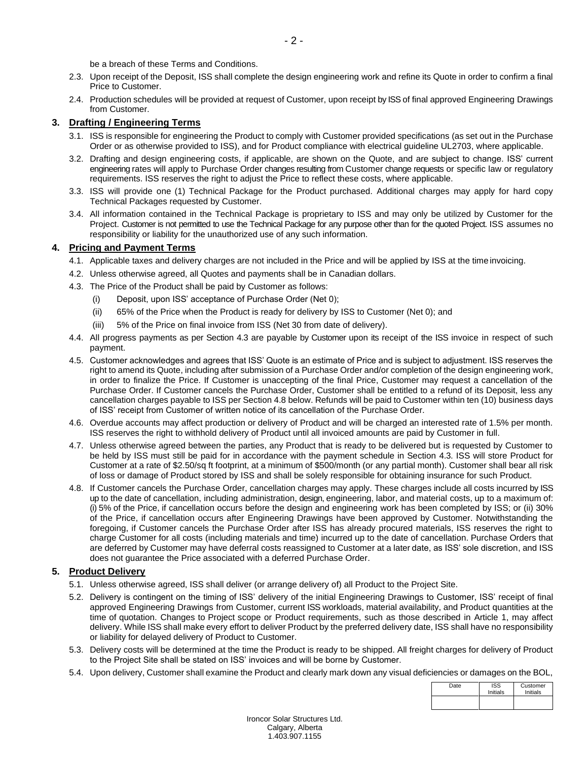be a breach of these Terms and Conditions.

2.3. Upon receipt of the Deposit, ISS shall complete the design engineering work and refine its Quote in order to confirm a final Price to Customer.

2.4. Production schedules will be provided at request of Customer, upon receipt by ISS of final approved Engineering Drawings from Customer.

## 3. Drafting / Engineering Terms

3.1. ISS is responsible for engineering the Product to comply with Customer provided specifications (as set out in the Purchase Order or as otherwise provided to ISS), and for Product compliance with electrical guideline UL2703, where applicable.

3.2. Drafting and design engineering costs, if applicable, are shown on the Quote, and are subject to change. ISS' current engineering rates will apply to Purchase Order changes resulting from Customer change requests or specific law or regulatory requirements. ISS reserves the right to adjust the Price to reflect these costs, where applicable.

3.3. ISS will provide one (1) Technical Package for the Product purchased. Additional charges may apply for hard copy Technical Packages requested by Customer.

3.4. All information contained in the Technical Package is proprietary to ISS and may only be utilized by Customer for the Project. Customer is not permitted to use the Technical Package for any purpose other than for the quoted Project. ISS assumes no responsibility or liability for the unauthorized use of any such information.

## 4. Pricing and Payment Terms

4.1. Applicable taxes and delivery charges are not included in the Price and will be applied by ISS at the time invoicing.

4.2. Unless otherwise agreed, all Quotes and payments shall be in Canadian dollars.

4.3. The Price of the Product shall be paid by Customer as follows:

(i) Deposit, upon ISS' acceptance of Purchase Order (Net 0);

(ii) 65% of the Price when the Product is ready for delivery by ISS to Customer (Net 0); and

(iii) 5% of the Price on final invoice from ISS (Net 30 from date of delivery).

4.4. All progress payments as per Section 4.3 are payable by Customer upon its receipt of the ISS invoice in respect of such payment.

4.5. Customer acknowledges and agrees that ISS' Quote is an estimate of Price and is subject to adjustment. ISS reserves the right to amend its Quote, including after submission of a Purchase Order and/or completion of the design engineering work, in order to finalize the Price. If Customer is unaccepting of the final Price, Customer may request a cancellation of the Purchase Order. If Customer cancels the Purchase Order, Customer shall be entitled to a refund of its Deposit, less any cancellation charges payable to ISS per Section 4.8 below. Refunds will be paid to Customer within ten (10) business days of ISS' receipt from Customer of written notice of its cancellation of the Purchase Order.

4.6. Overdue accounts may affect production or delivery of Product and will be charged an interested rate of 1.5% per month. ISS reserves the right to withhold delivery of Product until all invoiced amounts are paid by Customer in full.

4.7. Unless otherwise agreed between the parties, any Product that is ready to be delivered but is requested by Customer to be held by ISS must still be paid for in accordance with the payment schedule in Section 4.3. ISS will store Product for Customer at a rate of $2.50/sq ft footprint, at a minimum of $500/month (or any partial month). Customer shall bear all risk of loss or damage of Product stored by ISS and shall be solely responsible for obtaining insurance for such Product.

4.8. If Customer cancels the Purchase Order, cancellation charges may apply. These charges include all costs incurred by ISS up to the date of cancellation, including administration, design, engineering, labor, and material costs, up to a maximum of: (i) 5% of the Price, if cancellation occurs before the design and engineering work has been completed by ISS; or (ii) 30% of the Price, if cancellation occurs after Engineering Drawings have been approved by Customer. Notwithstanding the foregoing, if Customer cancels the Purchase Order after ISS has already procured materials, ISS reserves the right to charge Customer for all costs (including materials and time) incurred up to the date of cancellation. Purchase Orders that are deferred by Customer may have deferral costs reassigned to Customer at a later date, as ISS' sole discretion, and ISS does not guarantee the Price associated with a deferred Purchase Order.

## 5. Product Delivery

5.1. Unless otherwise agreed, ISS shall deliver (or arrange delivery of) all Product to the Project Site.

5.2. Delivery is contingent on the timing of ISS' delivery of the initial Engineering Drawings to Customer, ISS' receipt of final approved Engineering Drawings from Customer, current ISS workloads, material availability, and Product quantities at the time of quotation. Changes to Project scope or Product requirements, such as those described in Article 1, may affect delivery. While ISS shall make every effort to deliver Product by the preferred delivery date, ISS shall have no responsibility or liability for delayed delivery of Product to Customer.

5.3. Delivery costs will be determined at the time the Product is ready to be shipped. All freight charges for delivery of Product to the Project Site shall be stated on ISS' invoices and will be borne by Customer.

5.4. Upon delivery, Customer shall examine the Product and clearly mark down any visual deficiencies or damages on the BOL,

| Date | ISS Initials | Customer Initials |
|---|---|---|
| | | |

Ironcor Solar Structures Ltd.
Calgary, Alberta
1.403.907.1155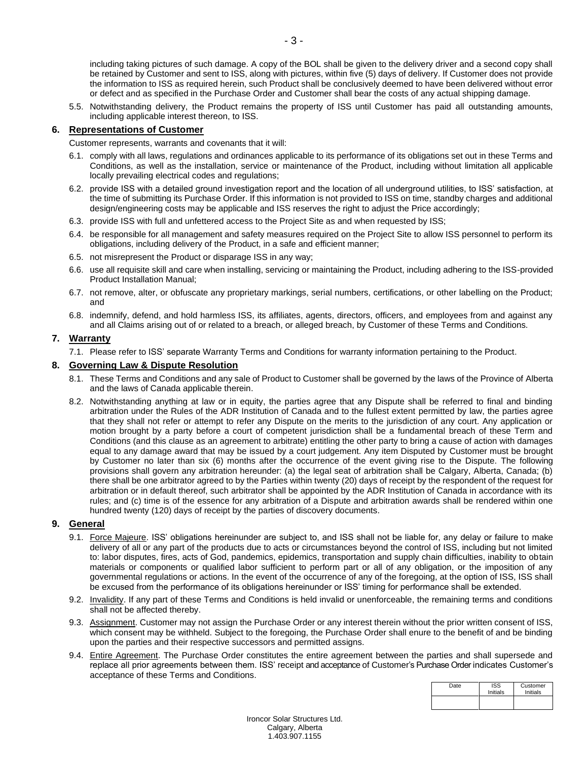including taking pictures of such damage. A copy of the BOL shall be given to the delivery driver and a second copy shall be retained by Customer and sent to ISS, along with pictures, within five (5) days of delivery. If Customer does not provide the information to ISS as required herein, such Product shall be conclusively deemed to have been delivered without error or defect and as specified in the Purchase Order and Customer shall bear the costs of any actual shipping damage.

5.5. Notwithstanding delivery, the Product remains the property of ISS until Customer has paid all outstanding amounts, including applicable interest thereon, to ISS.

## 6. Representations of Customer

Customer represents, warrants and covenants that it will:

6.1. comply with all laws, regulations and ordinances applicable to its performance of its obligations set out in these Terms and Conditions, as well as the installation, service or maintenance of the Product, including without limitation all applicable locally prevailing electrical codes and regulations;

6.2. provide ISS with a detailed ground investigation report and the location of all underground utilities, to ISS' satisfaction, at the time of submitting its Purchase Order. If this information is not provided to ISS on time, standby charges and additional design/engineering costs may be applicable and ISS reserves the right to adjust the Price accordingly;

6.3. provide ISS with full and unfettered access to the Project Site as and when requested by ISS;

6.4. be responsible for all management and safety measures required on the Project Site to allow ISS personnel to perform its obligations, including delivery of the Product, in a safe and efficient manner;

6.5. not misrepresent the Product or disparage ISS in any way;

6.6. use all requisite skill and care when installing, servicing or maintaining the Product, including adhering to the ISS-provided Product Installation Manual;

6.7. not remove, alter, or obfuscate any proprietary markings, serial numbers, certifications, or other labelling on the Product; and

6.8. indemnify, defend, and hold harmless ISS, its affiliates, agents, directors, officers, and employees from and against any and all Claims arising out of or related to a breach, or alleged breach, by Customer of these Terms and Conditions.

## 7. Warranty

7.1. Please refer to ISS' separate Warranty Terms and Conditions for warranty information pertaining to the Product.

## 8. Governing Law & Dispute Resolution

8.1. These Terms and Conditions and any sale of Product to Customer shall be governed by the laws of the Province of Alberta and the laws of Canada applicable therein.

8.2. Notwithstanding anything at law or in equity, the parties agree that any Dispute shall be referred to final and binding arbitration under the Rules of the ADR Institution of Canada and to the fullest extent permitted by law, the parties agree that they shall not refer or attempt to refer any Dispute on the merits to the jurisdiction of any court. Any application or motion brought by a party before a court of competent jurisdiction shall be a fundamental breach of these Term and Conditions (and this clause as an agreement to arbitrate) entitling the other party to bring a cause of action with damages equal to any damage award that may be issued by a court judgement. Any item Disputed by Customer must be brought by Customer no later than six (6) months after the occurrence of the event giving rise to the Dispute. The following provisions shall govern any arbitration hereunder: (a) the legal seat of arbitration shall be Calgary, Alberta, Canada; (b) there shall be one arbitrator agreed to by the Parties within twenty (20) days of receipt by the respondent of the request for arbitration or in default thereof, such arbitrator shall be appointed by the ADR Institution of Canada in accordance with its rules; and (c) time is of the essence for any arbitration of a Dispute and arbitration awards shall be rendered within one hundred twenty (120) days of receipt by the parties of discovery documents.

## 9. General

9.1. Force Majeure. ISS' obligations hereinunder are subject to, and ISS shall not be liable for, any delay or failure to make delivery of all or any part of the products due to acts or circumstances beyond the control of ISS, including but not limited to: labor disputes, fires, acts of God, pandemics, epidemics, transportation and supply chain difficulties, inability to obtain materials or components or qualified labor sufficient to perform part or all of any obligation, or the imposition of any governmental regulations or actions. In the event of the occurrence of any of the foregoing, at the option of ISS, ISS shall be excused from the performance of its obligations hereinunder or ISS' timing for performance shall be extended.

9.2. Invalidity. If any part of these Terms and Conditions is held invalid or unenforceable, the remaining terms and conditions shall not be affected thereby.

9.3. Assignment. Customer may not assign the Purchase Order or any interest therein without the prior written consent of ISS, which consent may be withheld. Subject to the foregoing, the Purchase Order shall enure to the benefit of and be binding upon the parties and their respective successors and permitted assigns.

9.4. Entire Agreement. The Purchase Order constitutes the entire agreement between the parties and shall supersede and replace all prior agreements between them. ISS' receipt and acceptance of Customer's Purchase Order indicates Customer's acceptance of these Terms and Conditions.

| Date | ISS Initials | Customer Initials |
| --- | --- | --- |
| | | |

Ironcor Solar Structures Ltd.
Calgary, Alberta
1.403.907.1155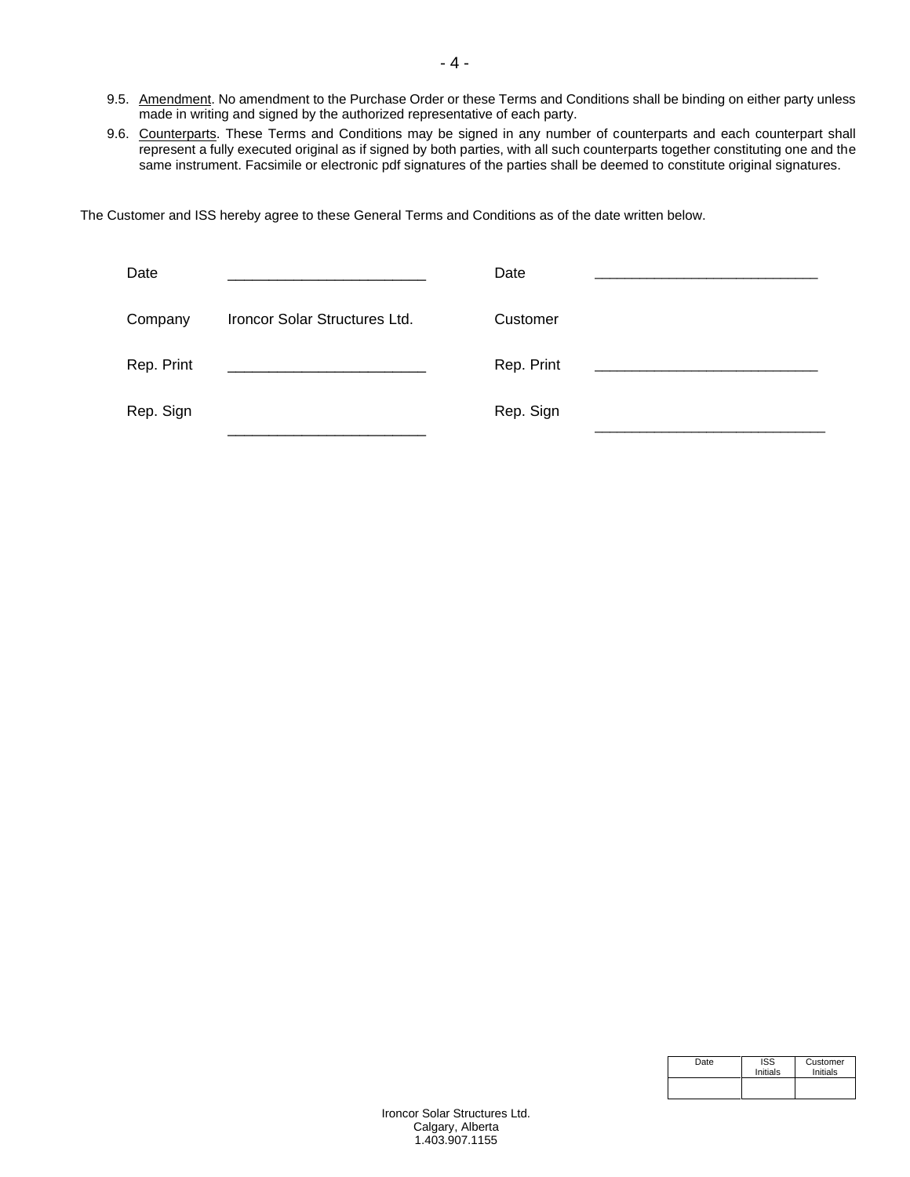9.5. Amendment. No amendment to the Purchase Order or these Terms and Conditions shall be binding on either party unless made in writing and signed by the authorized representative of each party.

9.6. Counterparts. These Terms and Conditions may be signed in any number of counterparts and each counterpart shall represent a fully executed original as if signed by both parties, with all such counterparts together constituting one and the same instrument. Facsimile or electronic pdf signatures of the parties shall be deemed to constitute original signatures.

The Customer and ISS hereby agree to these General Terms and Conditions as of the date written below.

| | | | |
|---|---|---|---|
| Date | ________________________ | Date | ___________________________ |
| Company | Ironcor Solar Structures Ltd. | Customer | |
| Rep. Print | ________________________ | Rep. Print | ___________________________ |
| Rep. Sign | ________________________ | Rep. Sign | ___________________________ |

| Date | ISS Initials | Customer Initials |
|---|---|---|
| | | |

Ironcor Solar Structures Ltd.
Calgary, Alberta
1.403.907.1155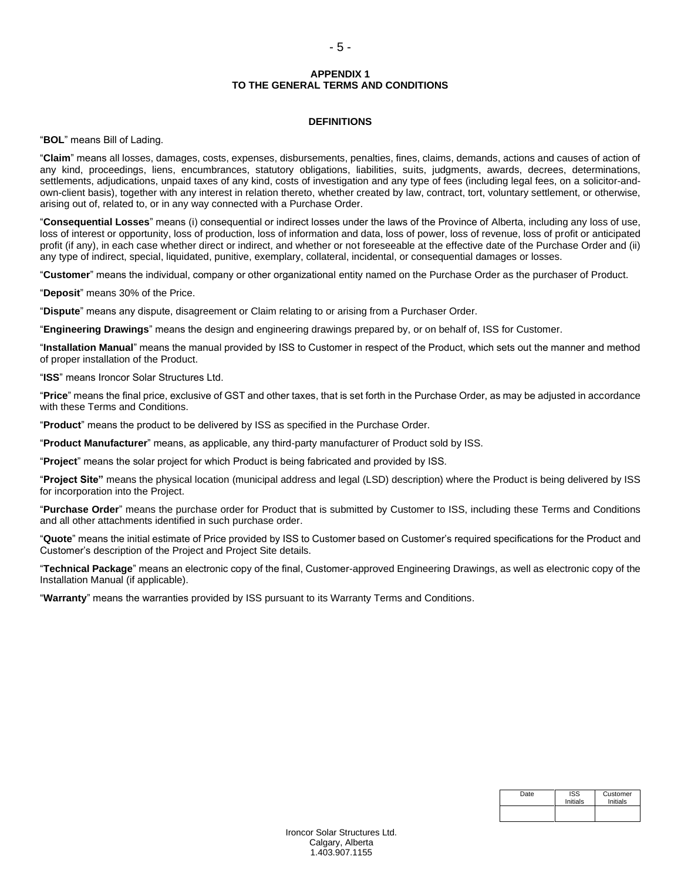## APPENDIX 1
## TO THE GENERAL TERMS AND CONDITIONS

### DEFINITIONS

"**BOL**" means Bill of Lading.

"**Claim**" means all losses, damages, costs, expenses, disbursements, penalties, fines, claims, demands, actions and causes of action of any kind, proceedings, liens, encumbrances, statutory obligations, liabilities, suits, judgments, awards, decrees, determinations, settlements, adjudications, unpaid taxes of any kind, costs of investigation and any type of fees (including legal fees, on a solicitor-and-own-client basis), together with any interest in relation thereto, whether created by law, contract, tort, voluntary settlement, or otherwise, arising out of, related to, or in any way connected with a Purchase Order.

"**Consequential Losses**" means (i) consequential or indirect losses under the laws of the Province of Alberta, including any loss of use, loss of interest or opportunity, loss of production, loss of information and data, loss of power, loss of revenue, loss of profit or anticipated profit (if any), in each case whether direct or indirect, and whether or not foreseeable at the effective date of the Purchase Order and (ii) any type of indirect, special, liquidated, punitive, exemplary, collateral, incidental, or consequential damages or losses.

"**Customer**" means the individual, company or other organizational entity named on the Purchase Order as the purchaser of Product.

"**Deposit**" means 30% of the Price.

"**Dispute**" means any dispute, disagreement or Claim relating to or arising from a Purchaser Order.

"**Engineering Drawings**" means the design and engineering drawings prepared by, or on behalf of, ISS for Customer.

"**Installation Manual**" means the manual provided by ISS to Customer in respect of the Product, which sets out the manner and method of proper installation of the Product.

"**ISS**" means Ironcor Solar Structures Ltd.

"**Price**" means the final price, exclusive of GST and other taxes, that is set forth in the Purchase Order, as may be adjusted in accordance with these Terms and Conditions.

"**Product**" means the product to be delivered by ISS as specified in the Purchase Order.

"**Product Manufacturer**" means, as applicable, any third-party manufacturer of Product sold by ISS.

"**Project**" means the solar project for which Product is being fabricated and provided by ISS.

"**Project Site"** means the physical location (municipal address and legal (LSD) description) where the Product is being delivered by ISS for incorporation into the Project.

"**Purchase Order**" means the purchase order for Product that is submitted by Customer to ISS, including these Terms and Conditions and all other attachments identified in such purchase order.

"**Quote**" means the initial estimate of Price provided by ISS to Customer based on Customer's required specifications for the Product and Customer's description of the Project and Project Site details.

"**Technical Package**" means an electronic copy of the final, Customer-approved Engineering Drawings, as well as electronic copy of the Installation Manual (if applicable).

"**Warranty**" means the warranties provided by ISS pursuant to its Warranty Terms and Conditions.

| Date | ISS Initials | Customer Initials |
| --- | --- | --- |
| | | |

Ironcor Solar Structures Ltd.
Calgary, Alberta
1.403.907.1155